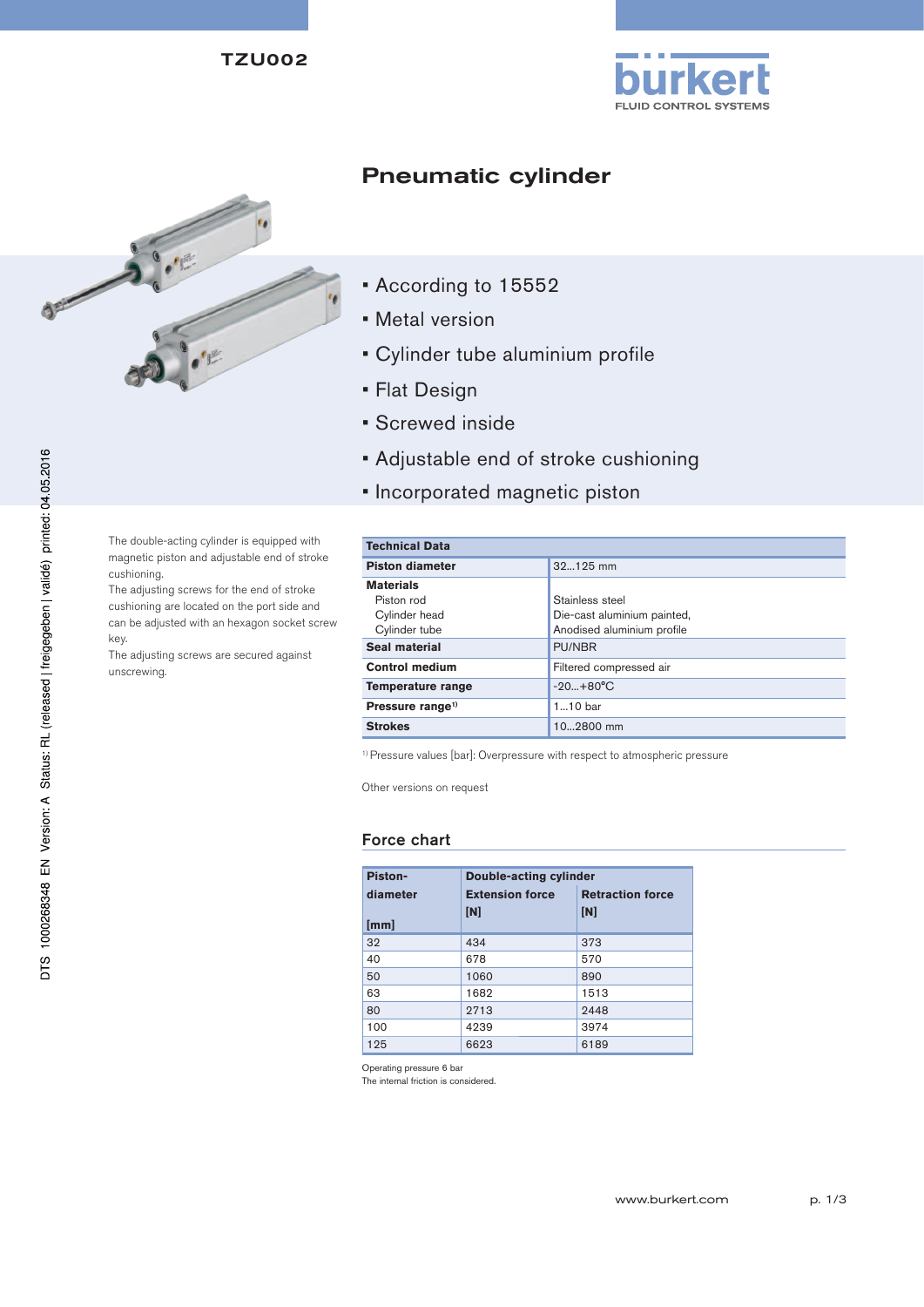TZU002

# Pneumatic cylinder

- According to 15552
- Metal version
- Cylinder tube aluminium profile
- Flat Design
- Screwed inside
- Adjustable end of stroke cushioning
- Incorporated magnetic piston

The double-acting cylinder is equipped with magnetic piston and adjustable end of stroke cushioning.
The adjusting screws for the end of stroke cushioning are located on the port side and can be adjusted with an hexagon socket screw key.
The adjusting screws are secured against unscrewing.

| Technical Data | |
|---|---|
| **Piston diameter** | 32...125 mm |
| **Materials**<br>Piston rod<br>Cylinder head<br>Cylinder tube | <br>Stainless steel<br>Die-cast aluminium painted,<br>Anodised aluminium profile |
| **Seal material** | PU/NBR |
| **Control medium** | Filtered compressed air |
| **Temperature range** | -20...+80°C |
| **Pressure range**[1] | 1...10 bar |
| **Strokes** | 10...2800 mm |

[1] Pressure values [bar]: Overpressure with respect to atmospheric pressure

Other versions on request

## Force chart

| Piston-diameter [mm] | Double-acting cylinder | |
|---|---|---|
| | **Extension force [N]** | **Retraction force [N]** |
| 32 | 434 | 373 |
| 40 | 678 | 570 |
| 50 | 1060 | 890 |
| 63 | 1682 | 1513 |
| 80 | 2713 | 2448 |
| 100 | 4239 | 3974 |
| 125 | 6623 | 6189 |

Operating pressure 6 bar
The internal friction is considered.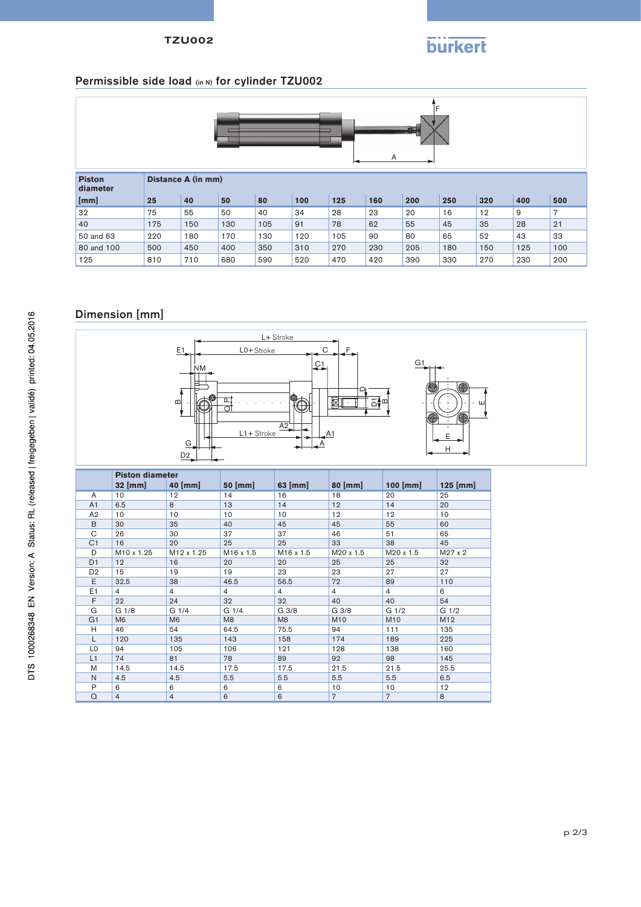## Permissible side load (in N) for cylinder TZU002

| Piston diameter [mm] | Distance A (in mm) | | | | | | | | | | | |
|---|---|---|---|---|---|---|---|---|---|---|---|---|
| | 25 | 40 | 50 | 80 | 100 | 125 | 160 | 200 | 250 | 320 | 400 | 500 |
| 32 | 75 | 55 | 50 | 40 | 34 | 28 | 23 | 20 | 16 | 12 | 9 | 7 |
| 40 | 175 | 150 | 130 | 105 | 91 | 78 | 62 | 55 | 45 | 35 | 28 | 21 |
| 50 and 63 | 220 | 180 | 170 | 130 | 120 | 105 | 90 | 80 | 65 | 52 | 43 | 33 |
| 80 and 100 | 500 | 450 | 400 | 350 | 310 | 270 | 230 | 205 | 180 | 150 | 125 | 100 |
| 125 | 810 | 710 | 680 | 590 | 520 | 470 | 420 | 390 | 330 | 270 | 230 | 200 |

## Dimension [mm]

| | Piston diameter 32 [mm] | 40 [mm] | 50 [mm] | 63 [mm] | 80 [mm] | 100 [mm] | 125 [mm] |
|---|---|---|---|---|---|---|---|
| A | 10 | 12 | 14 | 16 | 18 | 20 | 25 |
| A1 | 6.5 | 8 | 13 | 14 | 12 | 14 | 20 |
| A2 | 10 | 10 | 10 | 10 | 12 | 12 | 10 |
| B | 30 | 35 | 40 | 45 | 45 | 55 | 60 |
| C | 26 | 30 | 37 | 37 | 46 | 51 | 65 |
| C1 | 16 | 20 | 25 | 25 | 33 | 38 | 45 |
| D | M10 x 1.25 | M12 x 1.25 | M16 x 1.5 | M16 x 1.5 | M20 x 1.5 | M20 x 1.5 | M27 x 2 |
| D1 | 12 | 16 | 20 | 20 | 25 | 25 | 32 |
| D2 | 15 | 19 | 19 | 23 | 23 | 27 | 27 |
| E | 32.5 | 38 | 46.5 | 56.5 | 72 | 89 | 110 |
| E1 | 4 | 4 | 4 | 4 | 4 | 4 | 6 |
| F | 22 | 24 | 32 | 32 | 40 | 40 | 54 |
| G | G 1/8 | G 1/4 | G 1/4 | G 3/8 | G 3/8 | G 1/2 | G 1/2 |
| G1 | M6 | M6 | M8 | M8 | M10 | M10 | M12 |
| H | 46 | 54 | 64.5 | 75.5 | 94 | 111 | 135 |
| L | 120 | 135 | 143 | 158 | 174 | 189 | 225 |
| L0 | 94 | 105 | 106 | 121 | 128 | 138 | 160 |
| L1 | 74 | 81 | 78 | 89 | 92 | 98 | 145 |
| M | 14.5 | 14.5 | 17.5 | 17.5 | 21.5 | 21.5 | 25.5 |
| N | 4.5 | 4.5 | 5.5 | 5.5 | 5.5 | 5.5 | 6.5 |
| P | 6 | 6 | 6 | 6 | 10 | 10 | 12 |
| Q | 4 | 4 | 6 | 6 | 7 | 7 | 8 |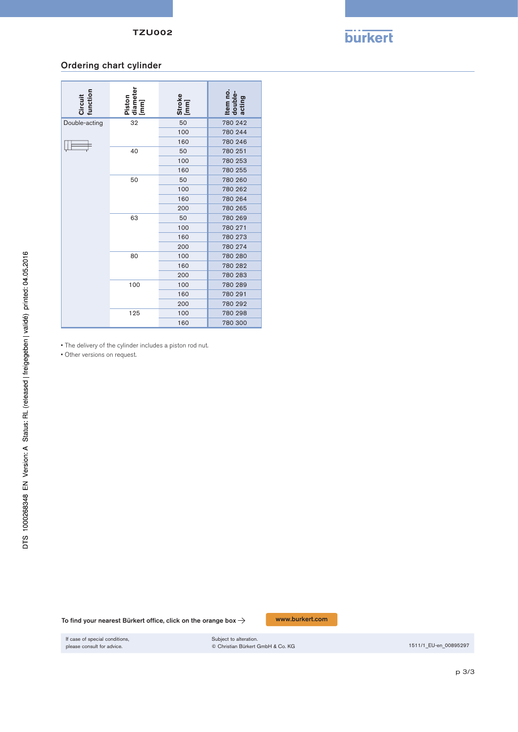## Ordering chart cylinder

| Circuit function | Piston diameter [mm] | Stroke [mm] | Item no. double-acting |
|---|---|---|---|
| Double-acting | 32 | 50 | 780 242 |
| | | 100 | 780 244 |
| | | 160 | 780 246 |
| | 40 | 50 | 780 251 |
| | | 100 | 780 253 |
| | | 160 | 780 255 |
| | 50 | 50 | 780 260 |
| | | 100 | 780 262 |
| | | 160 | 780 264 |
| | | 200 | 780 265 |
| | 63 | 50 | 780 269 |
| | | 100 | 780 271 |
| | | 160 | 780 273 |
| | | 200 | 780 274 |
| | 80 | 100 | 780 280 |
| | | 160 | 780 282 |
| | | 200 | 780 283 |
| | 100 | 100 | 780 289 |
| | | 160 | 780 291 |
| | | 200 | 780 292 |
| | 125 | 100 | 780 298 |
| | | 160 | 780 300 |

- The delivery of the cylinder includes a piston rod nut.
- Other versions on request.

To find your nearest Bürkert office, click on the orange box →

www.burkert.com

If case of special conditions, please consult for advice.

Subject to alteration.
© Christian Bürkert GmbH & Co. KG

1511/1_EU-en_00895297